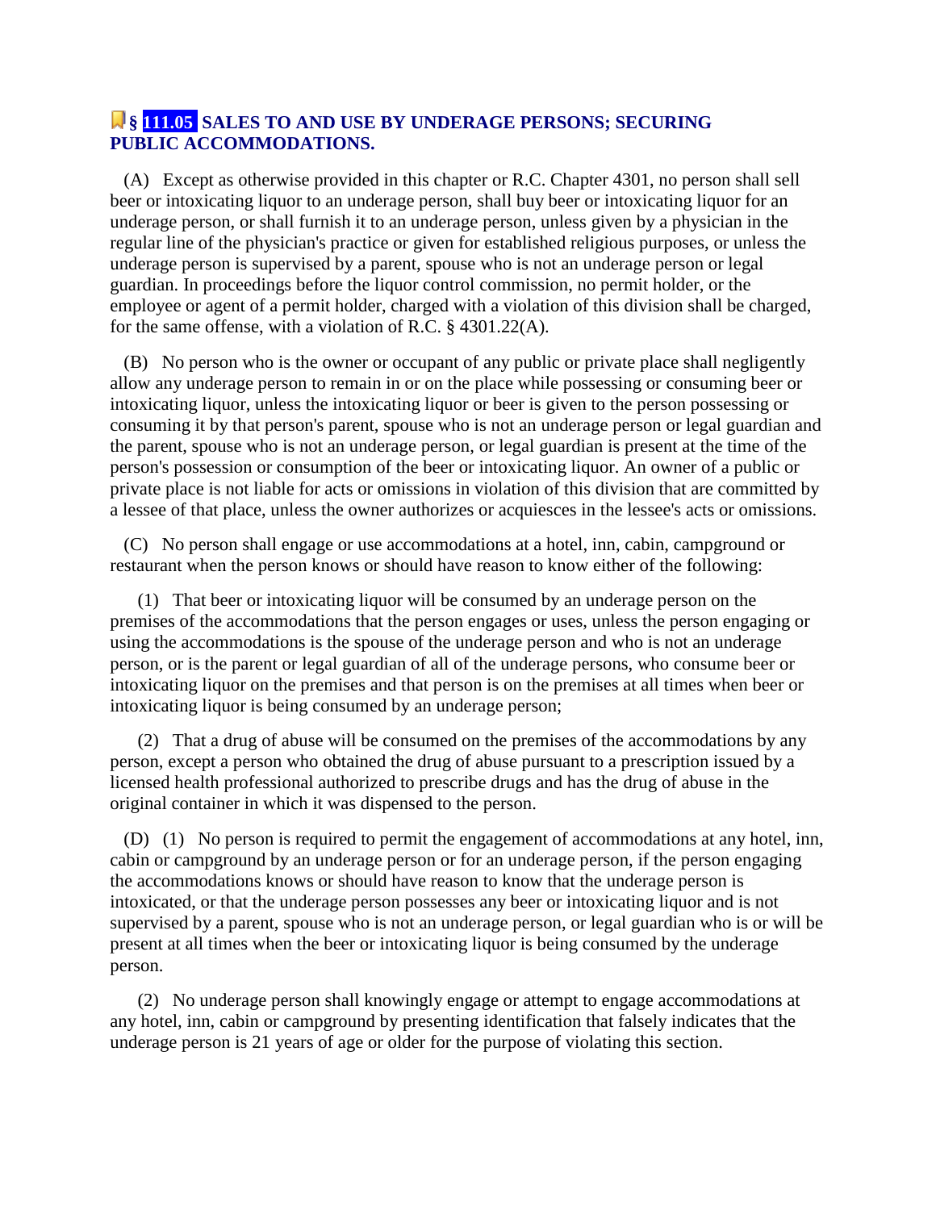## § 111.05 SALES TO AND USE BY UNDERAGE PERSONS; SECURING PUBLIC ACCOMMODATIONS.

(A) Except as otherwise provided in this chapter or R.C. Chapter 4301, no person shall sell beer or intoxicating liquor to an underage person, shall buy beer or intoxicating liquor for an underage person, or shall furnish it to an underage person, unless given by a physician in the regular line of the physician's practice or given for established religious purposes, or unless the underage person is supervised by a parent, spouse who is not an underage person or legal guardian. In proceedings before the liquor control commission, no permit holder, or the employee or agent of a permit holder, charged with a violation of this division shall be charged, for the same offense, with a violation of R.C. § 4301.22(A).

(B) No person who is the owner or occupant of any public or private place shall negligently allow any underage person to remain in or on the place while possessing or consuming beer or intoxicating liquor, unless the intoxicating liquor or beer is given to the person possessing or consuming it by that person's parent, spouse who is not an underage person or legal guardian and the parent, spouse who is not an underage person, or legal guardian is present at the time of the person's possession or consumption of the beer or intoxicating liquor. An owner of a public or private place is not liable for acts or omissions in violation of this division that are committed by a lessee of that place, unless the owner authorizes or acquiesces in the lessee's acts or omissions.

(C) No person shall engage or use accommodations at a hotel, inn, cabin, campground or restaurant when the person knows or should have reason to know either of the following:

(1) That beer or intoxicating liquor will be consumed by an underage person on the premises of the accommodations that the person engages or uses, unless the person engaging or using the accommodations is the spouse of the underage person and who is not an underage person, or is the parent or legal guardian of all of the underage persons, who consume beer or intoxicating liquor on the premises and that person is on the premises at all times when beer or intoxicating liquor is being consumed by an underage person;

(2) That a drug of abuse will be consumed on the premises of the accommodations by any person, except a person who obtained the drug of abuse pursuant to a prescription issued by a licensed health professional authorized to prescribe drugs and has the drug of abuse in the original container in which it was dispensed to the person.

(D) (1) No person is required to permit the engagement of accommodations at any hotel, inn, cabin or campground by an underage person or for an underage person, if the person engaging the accommodations knows or should have reason to know that the underage person is intoxicated, or that the underage person possesses any beer or intoxicating liquor and is not supervised by a parent, spouse who is not an underage person, or legal guardian who is or will be present at all times when the beer or intoxicating liquor is being consumed by the underage person.

(2) No underage person shall knowingly engage or attempt to engage accommodations at any hotel, inn, cabin or campground by presenting identification that falsely indicates that the underage person is 21 years of age or older for the purpose of violating this section.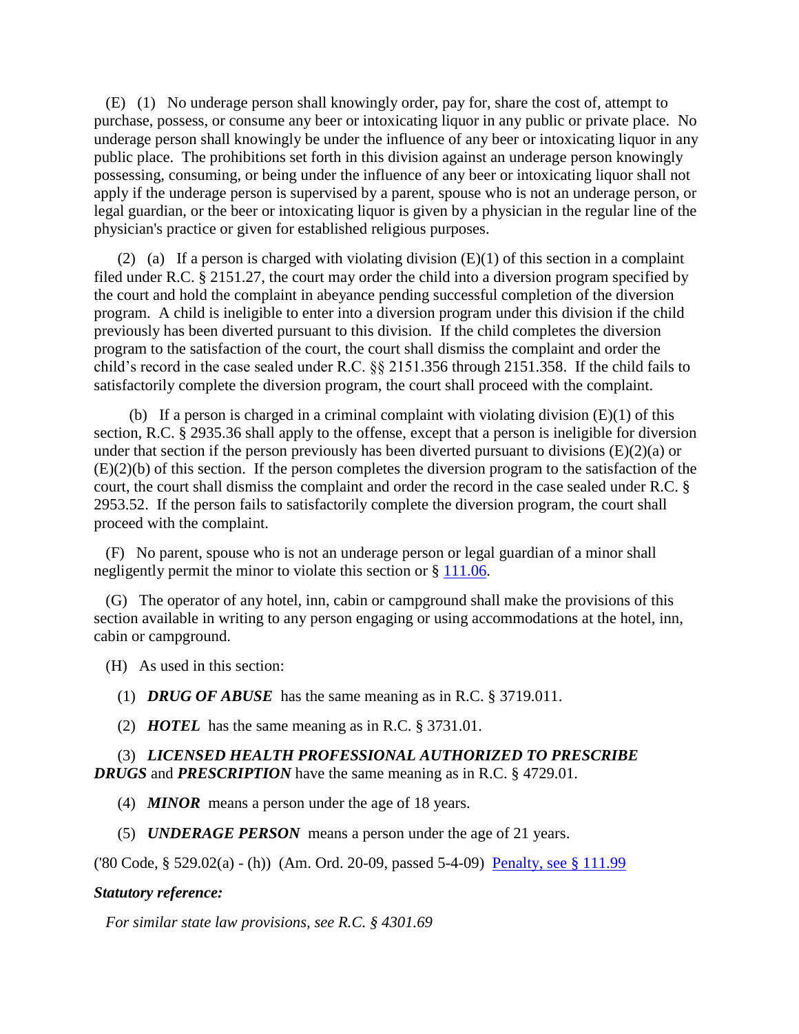(E) (1) No underage person shall knowingly order, pay for, share the cost of, attempt to purchase, possess, or consume any beer or intoxicating liquor in any public or private place. No underage person shall knowingly be under the influence of any beer or intoxicating liquor in any public place. The prohibitions set forth in this division against an underage person knowingly possessing, consuming, or being under the influence of any beer or intoxicating liquor shall not apply if the underage person is supervised by a parent, spouse who is not an underage person, or legal guardian, or the beer or intoxicating liquor is given by a physician in the regular line of the physician's practice or given for established religious purposes.

(2) (a) If a person is charged with violating division (E)(1) of this section in a complaint filed under R.C. § 2151.27, the court may order the child into a diversion program specified by the court and hold the complaint in abeyance pending successful completion of the diversion program. A child is ineligible to enter into a diversion program under this division if the child previously has been diverted pursuant to this division. If the child completes the diversion program to the satisfaction of the court, the court shall dismiss the complaint and order the child's record in the case sealed under R.C. §§ 2151.356 through 2151.358. If the child fails to satisfactorily complete the diversion program, the court shall proceed with the complaint.

(b) If a person is charged in a criminal complaint with violating division (E)(1) of this section, R.C. § 2935.36 shall apply to the offense, except that a person is ineligible for diversion under that section if the person previously has been diverted pursuant to divisions (E)(2)(a) or (E)(2)(b) of this section. If the person completes the diversion program to the satisfaction of the court, the court shall dismiss the complaint and order the record in the case sealed under R.C. § 2953.52. If the person fails to satisfactorily complete the diversion program, the court shall proceed with the complaint.

(F) No parent, spouse who is not an underage person or legal guardian of a minor shall negligently permit the minor to violate this section or § 111.06.

(G) The operator of any hotel, inn, cabin or campground shall make the provisions of this section available in writing to any person engaging or using accommodations at the hotel, inn, cabin or campground.

(H) As used in this section:

(1) ***DRUG OF ABUSE*** has the same meaning as in R.C. § 3719.011.

(2) ***HOTEL*** has the same meaning as in R.C. § 3731.01.

(3) ***LICENSED HEALTH PROFESSIONAL AUTHORIZED TO PRESCRIBE DRUGS*** and ***PRESCRIPTION*** have the same meaning as in R.C. § 4729.01.

(4) ***MINOR*** means a person under the age of 18 years.

(5) ***UNDERAGE PERSON*** means a person under the age of 21 years.

('80 Code, § 529.02(a) - (h)) (Am. Ord. 20-09, passed 5-4-09) Penalty, see § 111.99

***Statutory reference:***

*For similar state law provisions, see R.C. § 4301.69*